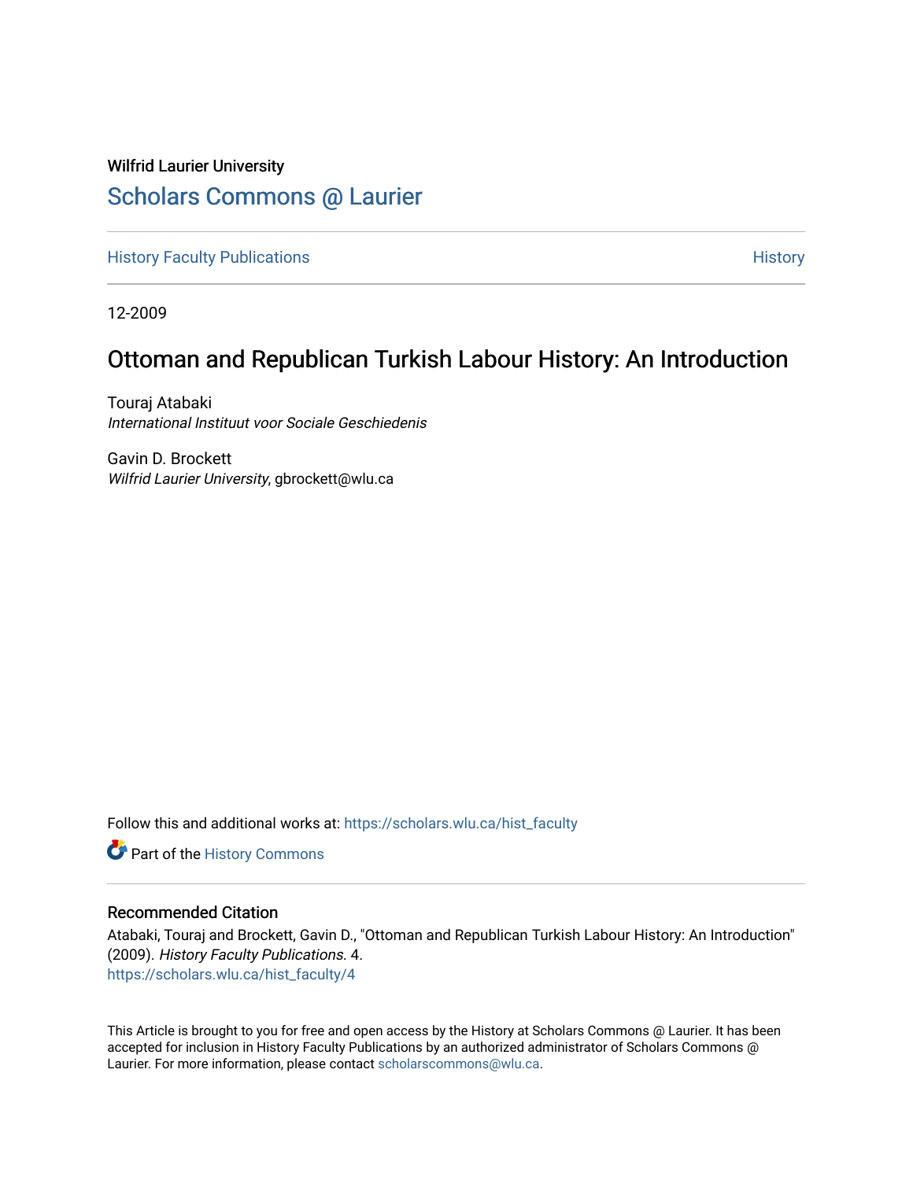Wilfrid Laurier University

# Scholars Commons @ Laurier

History Faculty Publications | History

12-2009

## Ottoman and Republican Turkish Labour History: An Introduction

Touraj Atabaki
*International Instituut voor Sociale Geschiedenis*

Gavin D. Brockett
*Wilfrid Laurier University*, gbrockett@wlu.ca

Follow this and additional works at: https://scholars.wlu.ca/hist_faculty

Part of the History Commons

### Recommended Citation

Atabaki, Touraj and Brockett, Gavin D., "Ottoman and Republican Turkish Labour History: An Introduction" (2009). *History Faculty Publications.* 4.
https://scholars.wlu.ca/hist_faculty/4

This Article is brought to you for free and open access by the History at Scholars Commons @ Laurier. It has been accepted for inclusion in History Faculty Publications by an authorized administrator of Scholars Commons @ Laurier. For more information, please contact scholarscommons@wlu.ca.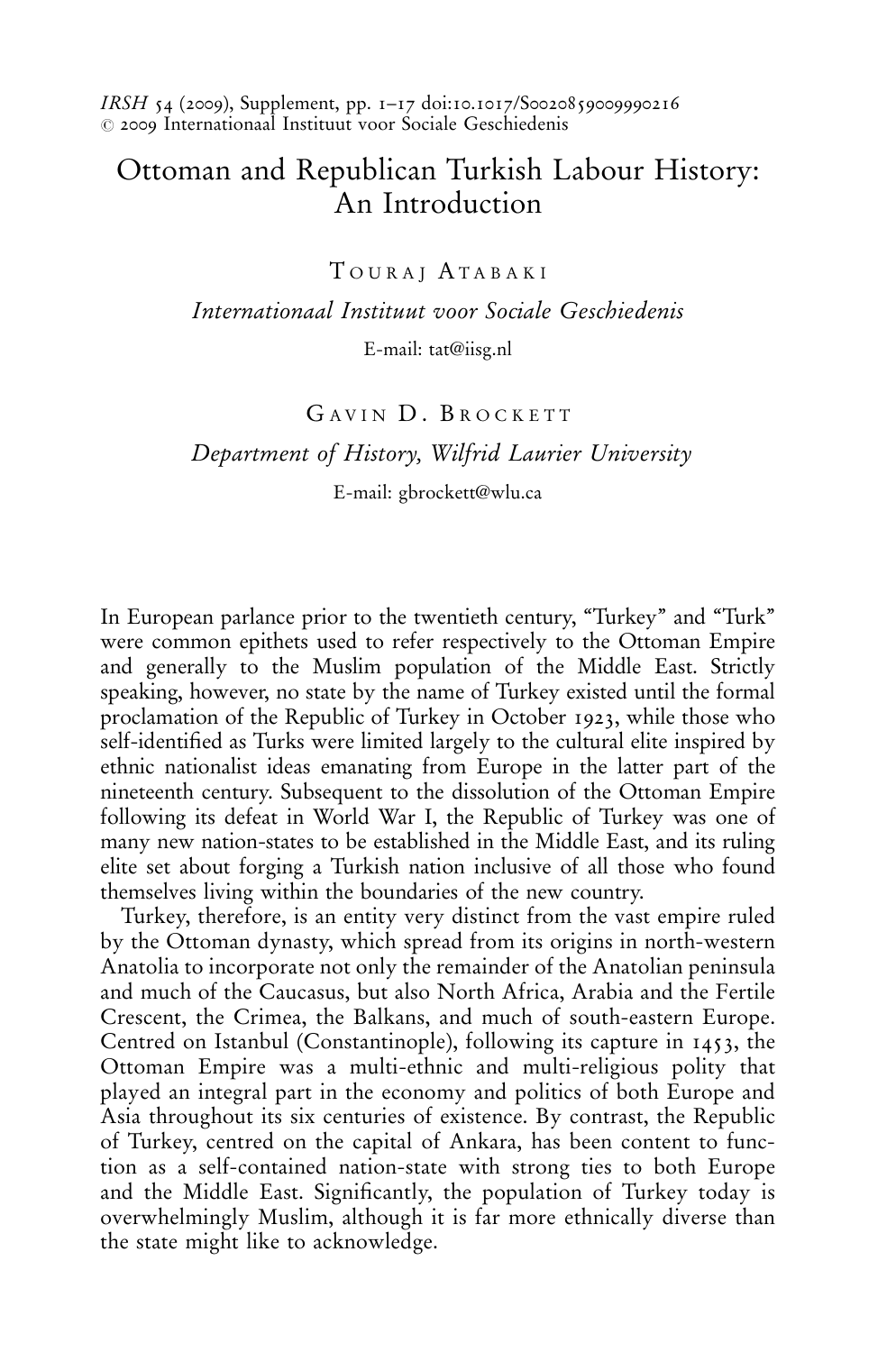IRSH 54 (2009), Supplement, pp. 1–17 doi:10.1017/S0020859009990216
© 2009 Internationaal Instituut voor Sociale Geschiedenis

# Ottoman and Republican Turkish Labour History: An Introduction

Touraj Atabaki

*Internationaal Instituut voor Sociale Geschiedenis*

E-mail: tat@iisg.nl

Gavin D. Brockett

*Department of History, Wilfrid Laurier University*

E-mail: gbrockett@wlu.ca

In European parlance prior to the twentieth century, "Turkey" and "Turk" were common epithets used to refer respectively to the Ottoman Empire and generally to the Muslim population of the Middle East. Strictly speaking, however, no state by the name of Turkey existed until the formal proclamation of the Republic of Turkey in October 1923, while those who self-identified as Turks were limited largely to the cultural elite inspired by ethnic nationalist ideas emanating from Europe in the latter part of the nineteenth century. Subsequent to the dissolution of the Ottoman Empire following its defeat in World War I, the Republic of Turkey was one of many new nation-states to be established in the Middle East, and its ruling elite set about forging a Turkish nation inclusive of all those who found themselves living within the boundaries of the new country.

Turkey, therefore, is an entity very distinct from the vast empire ruled by the Ottoman dynasty, which spread from its origins in north-western Anatolia to incorporate not only the remainder of the Anatolian peninsula and much of the Caucasus, but also North Africa, Arabia and the Fertile Crescent, the Crimea, the Balkans, and much of south-eastern Europe. Centred on Istanbul (Constantinople), following its capture in 1453, the Ottoman Empire was a multi-ethnic and multi-religious polity that played an integral part in the economy and politics of both Europe and Asia throughout its six centuries of existence. By contrast, the Republic of Turkey, centred on the capital of Ankara, has been content to function as a self-contained nation-state with strong ties to both Europe and the Middle East. Significantly, the population of Turkey today is overwhelmingly Muslim, although it is far more ethnically diverse than the state might like to acknowledge.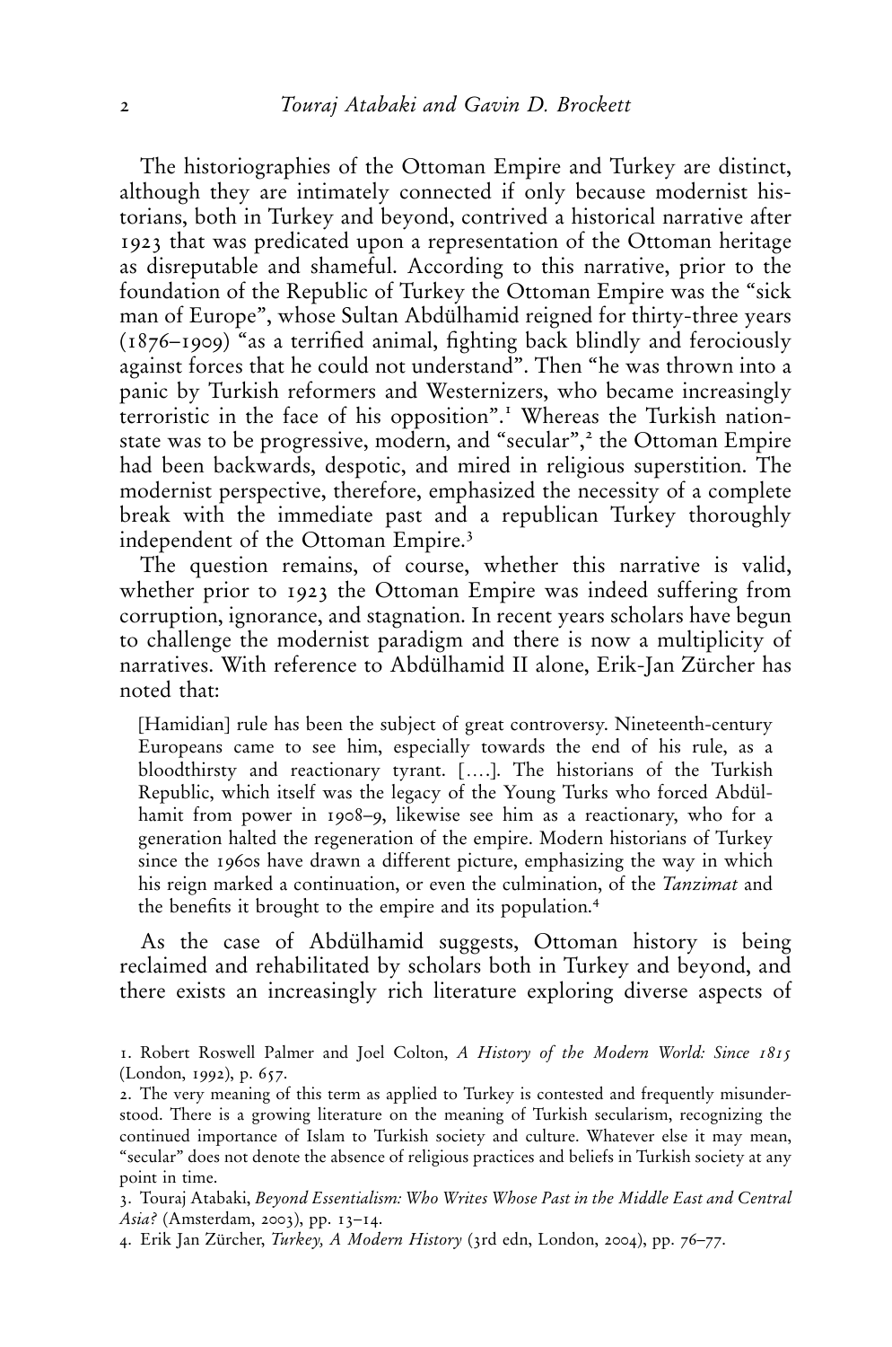The historiographies of the Ottoman Empire and Turkey are distinct, although they are intimately connected if only because modernist historians, both in Turkey and beyond, contrived a historical narrative after 1923 that was predicated upon a representation of the Ottoman heritage as disreputable and shameful. According to this narrative, prior to the foundation of the Republic of Turkey the Ottoman Empire was the "sick man of Europe", whose Sultan Abdülhamid reigned for thirty-three years (1876–1909) "as a terrified animal, fighting back blindly and ferociously against forces that he could not understand". Then "he was thrown into a panic by Turkish reformers and Westernizers, who became increasingly terroristic in the face of his opposition".[1] Whereas the Turkish nation-state was to be progressive, modern, and "secular",[2] the Ottoman Empire had been backwards, despotic, and mired in religious superstition. The modernist perspective, therefore, emphasized the necessity of a complete break with the immediate past and a republican Turkey thoroughly independent of the Ottoman Empire.[3]

The question remains, of course, whether this narrative is valid, whether prior to 1923 the Ottoman Empire was indeed suffering from corruption, ignorance, and stagnation. In recent years scholars have begun to challenge the modernist paradigm and there is now a multiplicity of narratives. With reference to Abdülhamid II alone, Erik-Jan Zürcher has noted that:

> [Hamidian] rule has been the subject of great controversy. Nineteenth-century Europeans came to see him, especially towards the end of his rule, as a bloodthirsty and reactionary tyrant. [....]. The historians of the Turkish Republic, which itself was the legacy of the Young Turks who forced Abdülhamit from power in 1908–9, likewise see him as a reactionary, who for a generation halted the regeneration of the empire. Modern historians of Turkey since the 1960s have drawn a different picture, emphasizing the way in which his reign marked a continuation, or even the culmination, of the *Tanzimat* and the benefits it brought to the empire and its population.[4]

As the case of Abdülhamid suggests, Ottoman history is being reclaimed and rehabilitated by scholars both in Turkey and beyond, and there exists an increasingly rich literature exploring diverse aspects of

1. Robert Roswell Palmer and Joel Colton, *A History of the Modern World: Since 1815* (London, 1992), p. 657.

2. The very meaning of this term as applied to Turkey is contested and frequently misunderstood. There is a growing literature on the meaning of Turkish secularism, recognizing the continued importance of Islam to Turkish society and culture. Whatever else it may mean, "secular" does not denote the absence of religious practices and beliefs in Turkish society at any point in time.

3. Touraj Atabaki, *Beyond Essentialism: Who Writes Whose Past in the Middle East and Central Asia?* (Amsterdam, 2003), pp. 13–14.

4. Erik Jan Zürcher, *Turkey, A Modern History* (3rd edn, London, 2004), pp. 76–77.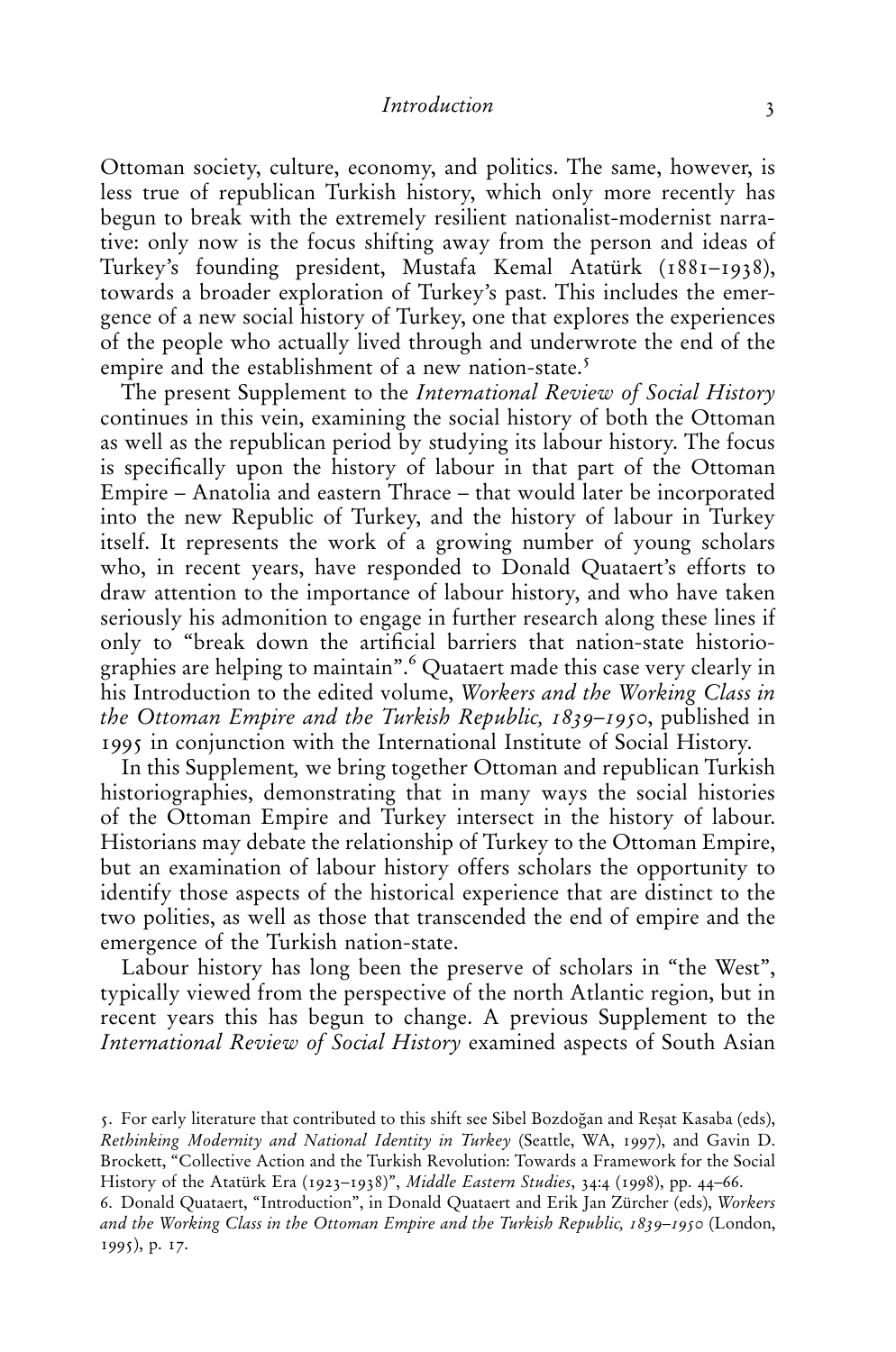Ottoman society, culture, economy, and politics. The same, however, is less true of republican Turkish history, which only more recently has begun to break with the extremely resilient nationalist-modernist narrative: only now is the focus shifting away from the person and ideas of Turkey's founding president, Mustafa Kemal Atatürk (1881–1938), towards a broader exploration of Turkey's past. This includes the emergence of a new social history of Turkey, one that explores the experiences of the people who actually lived through and underwrote the end of the empire and the establishment of a new nation-state.[5]

The present Supplement to the *International Review of Social History* continues in this vein, examining the social history of both the Ottoman as well as the republican period by studying its labour history. The focus is specifically upon the history of labour in that part of the Ottoman Empire – Anatolia and eastern Thrace – that would later be incorporated into the new Republic of Turkey, and the history of labour in Turkey itself. It represents the work of a growing number of young scholars who, in recent years, have responded to Donald Quataert's efforts to draw attention to the importance of labour history, and who have taken seriously his admonition to engage in further research along these lines if only to "break down the artificial barriers that nation-state historiographies are helping to maintain".[6] Quataert made this case very clearly in his Introduction to the edited volume, *Workers and the Working Class in the Ottoman Empire and the Turkish Republic, 1839–1950*, published in 1995 in conjunction with the International Institute of Social History.

In this Supplement, we bring together Ottoman and republican Turkish historiographies, demonstrating that in many ways the social histories of the Ottoman Empire and Turkey intersect in the history of labour. Historians may debate the relationship of Turkey to the Ottoman Empire, but an examination of labour history offers scholars the opportunity to identify those aspects of the historical experience that are distinct to the two polities, as well as those that transcended the end of empire and the emergence of the Turkish nation-state.

Labour history has long been the preserve of scholars in "the West", typically viewed from the perspective of the north Atlantic region, but in recent years this has begun to change. A previous Supplement to the *International Review of Social History* examined aspects of South Asian

5. For early literature that contributed to this shift see Sibel Bozdoğan and Reşat Kasaba (eds), *Rethinking Modernity and National Identity in Turkey* (Seattle, WA, 1997), and Gavin D. Brockett, "Collective Action and the Turkish Revolution: Towards a Framework for the Social History of the Atatürk Era (1923–1938)", *Middle Eastern Studies*, 34:4 (1998), pp. 44–66.

6. Donald Quataert, "Introduction", in Donald Quataert and Erik Jan Zürcher (eds), *Workers and the Working Class in the Ottoman Empire and the Turkish Republic, 1839–1950* (London, 1995), p. 17.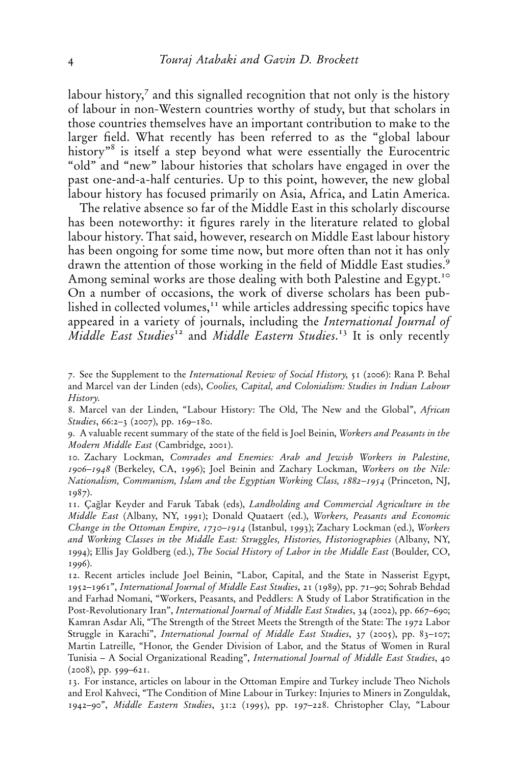labour history,[7] and this signalled recognition that not only is the history of labour in non-Western countries worthy of study, but that scholars in those countries themselves have an important contribution to make to the larger field. What recently has been referred to as the "global labour history"[8] is itself a step beyond what were essentially the Eurocentric "old" and "new" labour histories that scholars have engaged in over the past one-and-a-half centuries. Up to this point, however, the new global labour history has focused primarily on Asia, Africa, and Latin America.

The relative absence so far of the Middle East in this scholarly discourse has been noteworthy: it figures rarely in the literature related to global labour history. That said, however, research on Middle East labour history has been ongoing for some time now, but more often than not it has only drawn the attention of those working in the field of Middle East studies.[9] Among seminal works are those dealing with both Palestine and Egypt.[10] On a number of occasions, the work of diverse scholars has been published in collected volumes,[11] while articles addressing specific topics have appeared in a variety of journals, including the *International Journal of Middle East Studies*[12] and *Middle Eastern Studies*.[13] It is only recently

7. See the Supplement to the *International Review of Social History*, 51 (2006): Rana P. Behal and Marcel van der Linden (eds), *Coolies, Capital, and Colonialism: Studies in Indian Labour History*.

8. Marcel van der Linden, "Labour History: The Old, The New and the Global", *African Studies*, 66:2–3 (2007), pp. 169–180.

9. A valuable recent summary of the state of the field is Joel Beinin, *Workers and Peasants in the Modern Middle East* (Cambridge, 2001).

10. Zachary Lockman, *Comrades and Enemies: Arab and Jewish Workers in Palestine, 1906–1948* (Berkeley, CA, 1996); Joel Beinin and Zachary Lockman, *Workers on the Nile: Nationalism, Communism, Islam and the Egyptian Working Class, 1882–1954* (Princeton, NJ, 1987).

11. Çağlar Keyder and Faruk Tabak (eds), *Landholding and Commercial Agriculture in the Middle East* (Albany, NY, 1991); Donald Quataert (ed.), *Workers, Peasants and Economic Change in the Ottoman Empire, 1730–1914* (Istanbul, 1993); Zachary Lockman (ed.), *Workers and Working Classes in the Middle East: Struggles, Histories, Historiographies* (Albany, NY, 1994); Ellis Jay Goldberg (ed.), *The Social History of Labor in the Middle East* (Boulder, CO, 1996).

12. Recent articles include Joel Beinin, "Labor, Capital, and the State in Nasserist Egypt, 1952–1961", *International Journal of Middle East Studies*, 21 (1989), pp. 71–90; Sohrab Behdad and Farhad Nomani, "Workers, Peasants, and Peddlers: A Study of Labor Stratification in the Post-Revolutionary Iran", *International Journal of Middle East Studies*, 34 (2002), pp. 667–690; Kamran Asdar Ali, "The Strength of the Street Meets the Strength of the State: The 1972 Labor Struggle in Karachi", *International Journal of Middle East Studies*, 37 (2005), pp. 83–107; Martin Latreille, "Honor, the Gender Division of Labor, and the Status of Women in Rural Tunisia – A Social Organizational Reading", *International Journal of Middle East Studies*, 40 (2008), pp. 599–621.

13. For instance, articles on labour in the Ottoman Empire and Turkey include Theo Nichols and Erol Kahveci, "The Condition of Mine Labour in Turkey: Injuries to Miners in Zonguldak, 1942–90", *Middle Eastern Studies*, 31:2 (1995), pp. 197–228. Christopher Clay, "Labour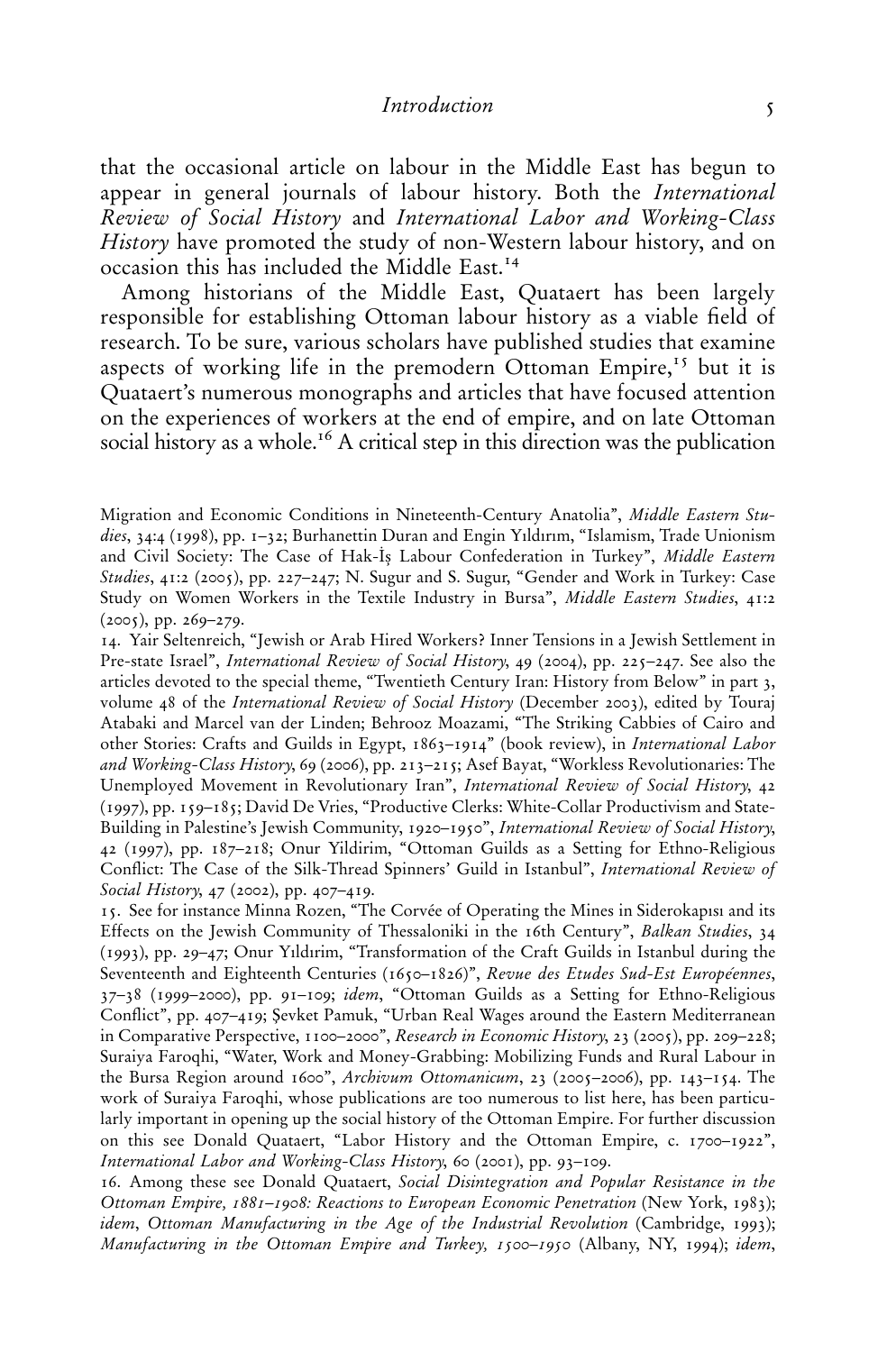that the occasional article on labour in the Middle East has begun to appear in general journals of labour history. Both the *International Review of Social History* and *International Labor and Working-Class History* have promoted the study of non-Western labour history, and on occasion this has included the Middle East.[14]

Among historians of the Middle East, Quataert has been largely responsible for establishing Ottoman labour history as a viable field of research. To be sure, various scholars have published studies that examine aspects of working life in the premodern Ottoman Empire,[15] but it is Quataert's numerous monographs and articles that have focused attention on the experiences of workers at the end of empire, and on late Ottoman social history as a whole.[16] A critical step in this direction was the publication

Migration and Economic Conditions in Nineteenth-Century Anatolia", *Middle Eastern Studies*, 34:4 (1998), pp. 1–32; Burhanettin Duran and Engin Yıldırım, "Islamism, Trade Unionism and Civil Society: The Case of Hak-İş Labour Confederation in Turkey", *Middle Eastern Studies*, 41:2 (2005), pp. 227–247; N. Sugur and S. Sugur, "Gender and Work in Turkey: Case Study on Women Workers in the Textile Industry in Bursa", *Middle Eastern Studies*, 41:2 (2005), pp. 269–279.

14. Yair Seltenreich, "Jewish or Arab Hired Workers? Inner Tensions in a Jewish Settlement in Pre-state Israel", *International Review of Social History*, 49 (2004), pp. 225–247. See also the articles devoted to the special theme, "Twentieth Century Iran: History from Below" in part 3, volume 48 of the *International Review of Social History* (December 2003), edited by Touraj Atabaki and Marcel van der Linden; Behrooz Moazami, "The Striking Cabbies of Cairo and other Stories: Crafts and Guilds in Egypt, 1863–1914" (book review), in *International Labor and Working-Class History*, 69 (2006), pp. 213–215; Asef Bayat, "Workless Revolutionaries: The Unemployed Movement in Revolutionary Iran", *International Review of Social History*, 42 (1997), pp. 159–185; David De Vries, "Productive Clerks: White-Collar Productivism and State-Building in Palestine's Jewish Community, 1920–1950", *International Review of Social History*, 42 (1997), pp. 187–218; Onur Yildirim, "Ottoman Guilds as a Setting for Ethno-Religious Conflict: The Case of the Silk-Thread Spinners' Guild in Istanbul", *International Review of Social History*, 47 (2002), pp. 407–419.

15. See for instance Minna Rozen, "The Corvée of Operating the Mines in Siderokapısı and its Effects on the Jewish Community of Thessaloniki in the 16th Century", *Balkan Studies*, 34 (1993), pp. 29–47; Onur Yıldırım, "Transformation of the Craft Guilds in Istanbul during the Seventeenth and Eighteenth Centuries (1650–1826)", *Revue des Etudes Sud-Est Européennes*, 37–38 (1999–2000), pp. 91–109; *idem*, "Ottoman Guilds as a Setting for Ethno-Religious Conflict", pp. 407–419; Şevket Pamuk, "Urban Real Wages around the Eastern Mediterranean in Comparative Perspective, 1100–2000", *Research in Economic History*, 23 (2005), pp. 209–228; Suraiya Faroqhi, "Water, Work and Money-Grabbing: Mobilizing Funds and Rural Labour in the Bursa Region around 1600", *Archivum Ottomanicum*, 23 (2005–2006), pp. 143–154. The work of Suraiya Faroqhi, whose publications are too numerous to list here, has been particularly important in opening up the social history of the Ottoman Empire. For further discussion on this see Donald Quataert, "Labor History and the Ottoman Empire, c. 1700–1922", *International Labor and Working-Class History*, 60 (2001), pp. 93–109.

16. Among these see Donald Quataert, *Social Disintegration and Popular Resistance in the Ottoman Empire, 1881–1908: Reactions to European Economic Penetration* (New York, 1983); *idem*, *Ottoman Manufacturing in the Age of the Industrial Revolution* (Cambridge, 1993); *Manufacturing in the Ottoman Empire and Turkey, 1500–1950* (Albany, NY, 1994); *idem*,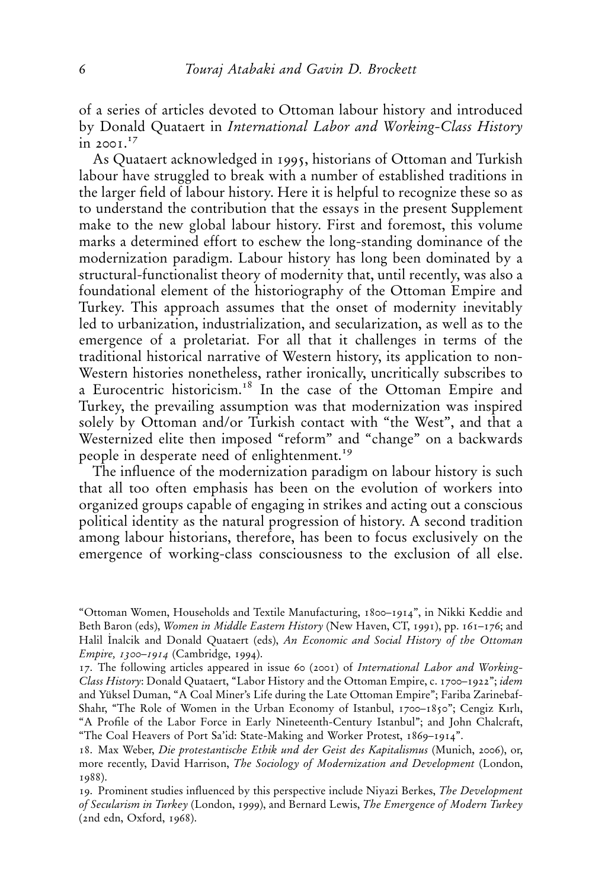of a series of articles devoted to Ottoman labour history and introduced by Donald Quataert in *International Labor and Working-Class History* in 2001.[17]

As Quataert acknowledged in 1995, historians of Ottoman and Turkish labour have struggled to break with a number of established traditions in the larger field of labour history. Here it is helpful to recognize these so as to understand the contribution that the essays in the present Supplement make to the new global labour history. First and foremost, this volume marks a determined effort to eschew the long-standing dominance of the modernization paradigm. Labour history has long been dominated by a structural-functionalist theory of modernity that, until recently, was also a foundational element of the historiography of the Ottoman Empire and Turkey. This approach assumes that the onset of modernity inevitably led to urbanization, industrialization, and secularization, as well as to the emergence of a proletariat. For all that it challenges in terms of the traditional historical narrative of Western history, its application to non-Western histories nonetheless, rather ironically, uncritically subscribes to a Eurocentric historicism.[18] In the case of the Ottoman Empire and Turkey, the prevailing assumption was that modernization was inspired solely by Ottoman and/or Turkish contact with "the West", and that a Westernized elite then imposed "reform" and "change" on a backwards people in desperate need of enlightenment.[19]

The influence of the modernization paradigm on labour history is such that all too often emphasis has been on the evolution of workers into organized groups capable of engaging in strikes and acting out a conscious political identity as the natural progression of history. A second tradition among labour historians, therefore, has been to focus exclusively on the emergence of working-class consciousness to the exclusion of all else.

---

"Ottoman Women, Households and Textile Manufacturing, 1800–1914", in Nikki Keddie and Beth Baron (eds), *Women in Middle Eastern History* (New Haven, CT, 1991), pp. 161–176; and Halil İnalcik and Donald Quataert (eds), *An Economic and Social History of the Ottoman Empire, 1300–1914* (Cambridge, 1994).

17. The following articles appeared in issue 60 (2001) of *International Labor and Working-Class History*: Donald Quataert, "Labor History and the Ottoman Empire, c. 1700–1922"; *idem* and Yüksel Duman, "A Coal Miner's Life during the Late Ottoman Empire"; Fariba Zarinebaf-Shahr, "The Role of Women in the Urban Economy of Istanbul, 1700–1850"; Cengiz Kırlı, "A Profile of the Labor Force in Early Nineteenth-Century Istanbul"; and John Chalcraft, "The Coal Heavers of Port Sa'id: State-Making and Worker Protest, 1869–1914".

18. Max Weber, *Die protestantische Ethik und der Geist des Kapitalismus* (Munich, 2006), or, more recently, David Harrison, *The Sociology of Modernization and Development* (London, 1988).

19. Prominent studies influenced by this perspective include Niyazi Berkes, *The Development of Secularism in Turkey* (London, 1999), and Bernard Lewis, *The Emergence of Modern Turkey* (2nd edn, Oxford, 1968).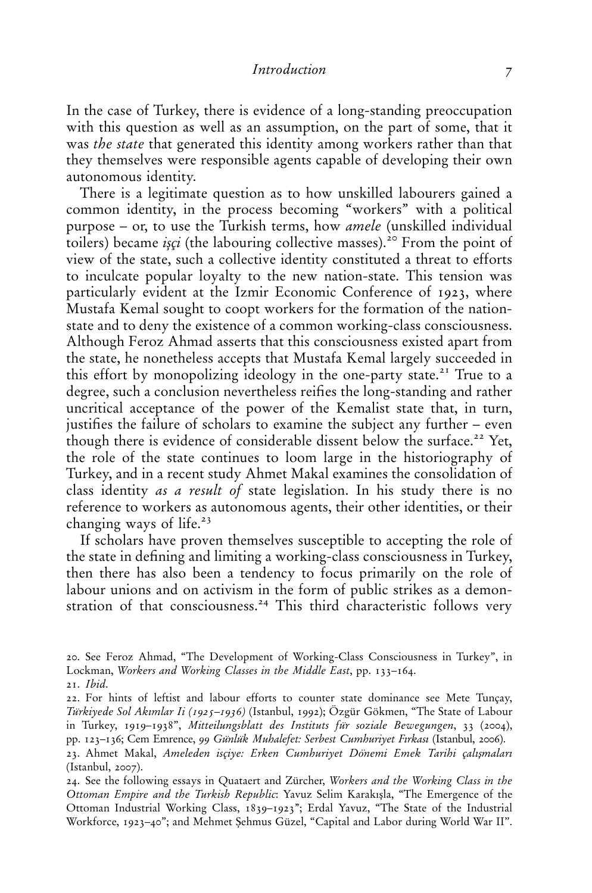In the case of Turkey, there is evidence of a long-standing preoccupation with this question as well as an assumption, on the part of some, that it was *the state* that generated this identity among workers rather than that they themselves were responsible agents capable of developing their own autonomous identity.

There is a legitimate question as to how unskilled labourers gained a common identity, in the process becoming "workers" with a political purpose – or, to use the Turkish terms, how *amele* (unskilled individual toilers) became *işçi* (the labouring collective masses).[20] From the point of view of the state, such a collective identity constituted a threat to efforts to inculcate popular loyalty to the new nation-state. This tension was particularly evident at the Izmir Economic Conference of 1923, where Mustafa Kemal sought to coopt workers for the formation of the nation-state and to deny the existence of a common working-class consciousness. Although Feroz Ahmad asserts that this consciousness existed apart from the state, he nonetheless accepts that Mustafa Kemal largely succeeded in this effort by monopolizing ideology in the one-party state.[21] True to a degree, such a conclusion nevertheless reifies the long-standing and rather uncritical acceptance of the power of the Kemalist state that, in turn, justifies the failure of scholars to examine the subject any further – even though there is evidence of considerable dissent below the surface.[22] Yet, the role of the state continues to loom large in the historiography of Turkey, and in a recent study Ahmet Makal examines the consolidation of class identity *as a result of* state legislation. In his study there is no reference to workers as autonomous agents, their other identities, or their changing ways of life.[23]

If scholars have proven themselves susceptible to accepting the role of the state in defining and limiting a working-class consciousness in Turkey, then there has also been a tendency to focus primarily on the role of labour unions and on activism in the form of public strikes as a demonstration of that consciousness.[24] This third characteristic follows very

20. See Feroz Ahmad, "The Development of Working-Class Consciousness in Turkey", in Lockman, *Workers and Working Classes in the Middle East*, pp. 133–164.

21. *Ibid.*

22. For hints of leftist and labour efforts to counter state dominance see Mete Tunçay, *Türkiyede Sol Akımlar Ii (1925–1936)* (Istanbul, 1992); Özgür Gökmen, "The State of Labour in Turkey, 1919–1938", *Mitteilungsblatt des Instituts für soziale Bewegungen*, 33 (2004), pp. 123–136; Cem Emrence, *99 Günlük Muhalefet: Serbest Cumhuriyet Fırkası* (Istanbul, 2006).

23. Ahmet Makal, *Ameleden isçiye: Erken Cumhuriyet Dönemi Emek Tarihi çalışmaları* (Istanbul, 2007).

24. See the following essays in Quataert and Zürcher, *Workers and the Working Class in the Ottoman Empire and the Turkish Republic*: Yavuz Selim Karakışla, "The Emergence of the Ottoman Industrial Working Class, 1839–1923"; Erdal Yavuz, "The State of the Industrial Workforce, 1923–40"; and Mehmet Şehmus Güzel, "Capital and Labor during World War II".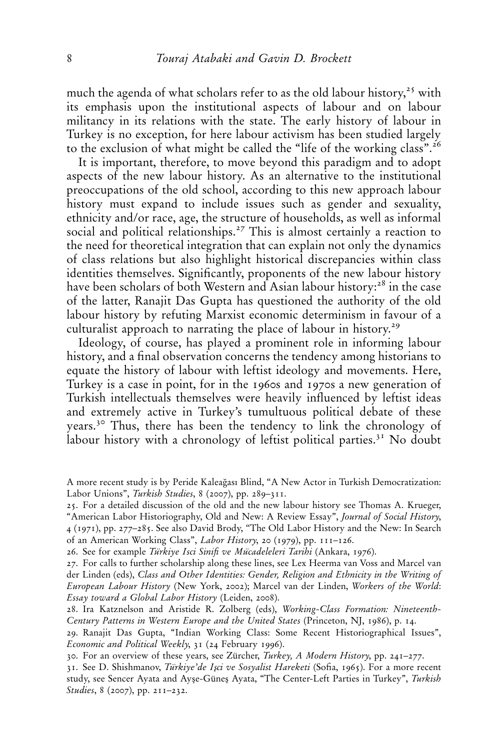much the agenda of what scholars refer to as the old labour history,[25] with its emphasis upon the institutional aspects of labour and on labour militancy in its relations with the state. The early history of labour in Turkey is no exception, for here labour activism has been studied largely to the exclusion of what might be called the "life of the working class".[26]

It is important, therefore, to move beyond this paradigm and to adopt aspects of the new labour history. As an alternative to the institutional preoccupations of the old school, according to this new approach labour history must expand to include issues such as gender and sexuality, ethnicity and/or race, age, the structure of households, as well as informal social and political relationships.[27] This is almost certainly a reaction to the need for theoretical integration that can explain not only the dynamics of class relations but also highlight historical discrepancies within class identities themselves. Significantly, proponents of the new labour history have been scholars of both Western and Asian labour history:[28] in the case of the latter, Ranajit Das Gupta has questioned the authority of the old labour history by refuting Marxist economic determinism in favour of a culturalist approach to narrating the place of labour in history.[29]

Ideology, of course, has played a prominent role in informing labour history, and a final observation concerns the tendency among historians to equate the history of labour with leftist ideology and movements. Here, Turkey is a case in point, for in the 1960s and 1970s a new generation of Turkish intellectuals themselves were heavily influenced by leftist ideas and extremely active in Turkey's tumultuous political debate of these years.[30] Thus, there has been the tendency to link the chronology of labour history with a chronology of leftist political parties.[31] No doubt

A more recent study is by Peride Kaleağası Blind, "A New Actor in Turkish Democratization: Labor Unions", *Turkish Studies*, 8 (2007), pp. 289–311.

25. For a detailed discussion of the old and the new labour history see Thomas A. Krueger, "American Labor Historiography, Old and New: A Review Essay", *Journal of Social History*, 4 (1971), pp. 277–285. See also David Brody, "The Old Labor History and the New: In Search of an American Working Class", *Labor History*, 20 (1979), pp. 111–126.

26. See for example *Türkiye Isci Sinifi ve Mücadeleleri Tarihi* (Ankara, 1976).

27. For calls to further scholarship along these lines, see Lex Heerma van Voss and Marcel van der Linden (eds), *Class and Other Identities: Gender, Religion and Ethnicity in the Writing of European Labour History* (New York, 2002); Marcel van der Linden, *Workers of the World*: *Essay toward a Global Labor History* (Leiden, 2008).

28. Ira Katznelson and Aristide R. Zolberg (eds), *Working-Class Formation: Nineteenth-Century Patterns in Western Europe and the United States* (Princeton, NJ, 1986), p. 14.

29. Ranajit Das Gupta, "Indian Working Class: Some Recent Historiographical Issues", *Economic and Political Weekly*, 31 (24 February 1996).

30. For an overview of these years, see Zürcher, *Turkey, A Modern History*, pp. 241–277.

31. See D. Shishmanov, *Türkiye'de Işci ve Sosyalist Hareketi* (Sofia, 1965). For a more recent study, see Sencer Ayata and Ayşe-Güneş Ayata, "The Center-Left Parties in Turkey", *Turkish Studies*, 8 (2007), pp. 211–232.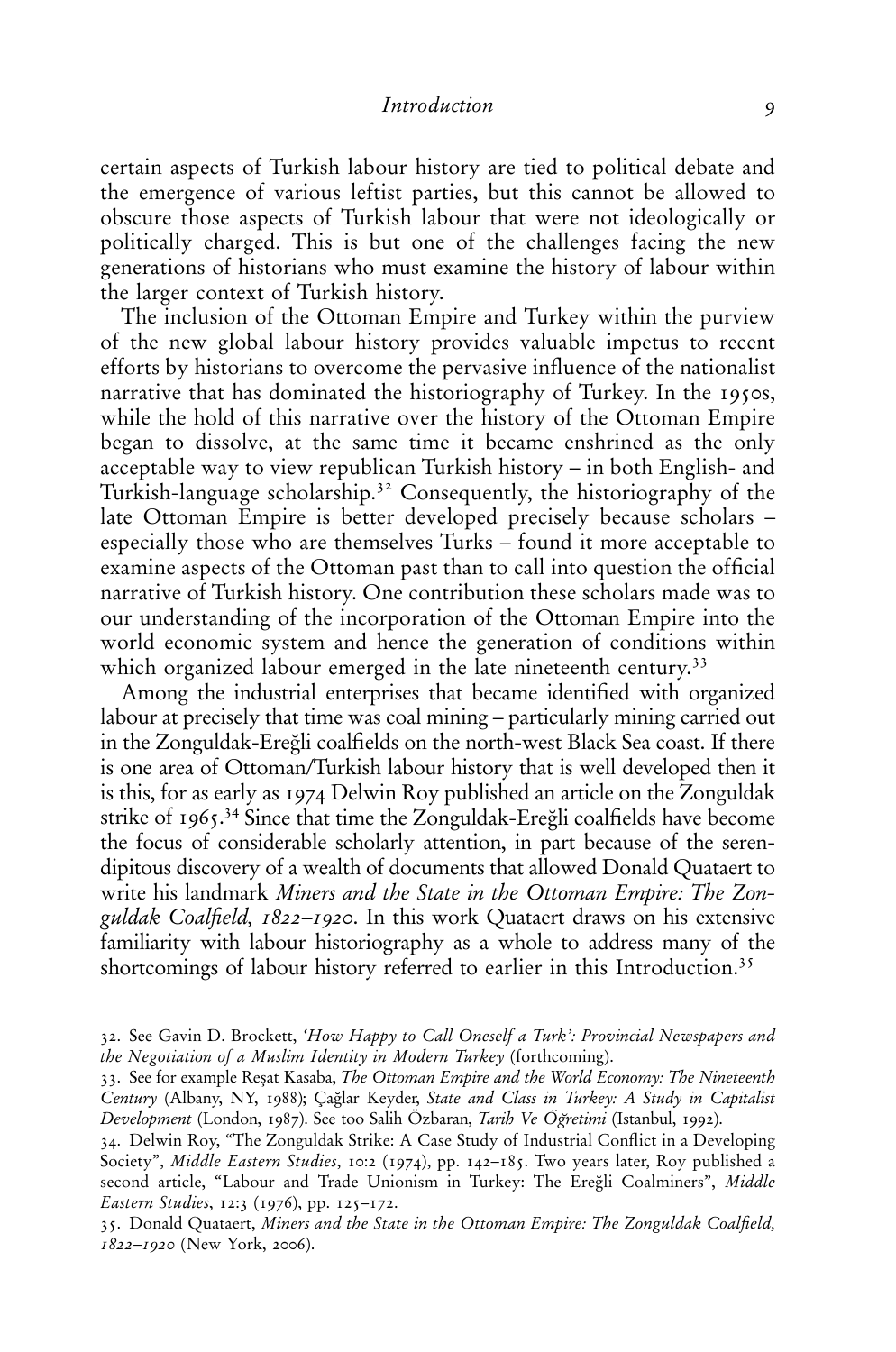certain aspects of Turkish labour history are tied to political debate and the emergence of various leftist parties, but this cannot be allowed to obscure those aspects of Turkish labour that were not ideologically or politically charged. This is but one of the challenges facing the new generations of historians who must examine the history of labour within the larger context of Turkish history.

The inclusion of the Ottoman Empire and Turkey within the purview of the new global labour history provides valuable impetus to recent efforts by historians to overcome the pervasive influence of the nationalist narrative that has dominated the historiography of Turkey. In the 1950s, while the hold of this narrative over the history of the Ottoman Empire began to dissolve, at the same time it became enshrined as the only acceptable way to view republican Turkish history – in both English- and Turkish-language scholarship.[32] Consequently, the historiography of the late Ottoman Empire is better developed precisely because scholars – especially those who are themselves Turks – found it more acceptable to examine aspects of the Ottoman past than to call into question the official narrative of Turkish history. One contribution these scholars made was to our understanding of the incorporation of the Ottoman Empire into the world economic system and hence the generation of conditions within which organized labour emerged in the late nineteenth century.[33]

Among the industrial enterprises that became identified with organized labour at precisely that time was coal mining – particularly mining carried out in the Zonguldak-Ereğli coalfields on the north-west Black Sea coast. If there is one area of Ottoman/Turkish labour history that is well developed then it is this, for as early as 1974 Delwin Roy published an article on the Zonguldak strike of 1965.[34] Since that time the Zonguldak-Ereğli coalfields have become the focus of considerable scholarly attention, in part because of the serendipitous discovery of a wealth of documents that allowed Donald Quataert to write his landmark *Miners and the State in the Ottoman Empire: The Zonguldak Coalfield, 1822–1920*. In this work Quataert draws on his extensive familiarity with labour historiography as a whole to address many of the shortcomings of labour history referred to earlier in this Introduction.[35]

32. See Gavin D. Brockett, *'How Happy to Call Oneself a Turk': Provincial Newspapers and the Negotiation of a Muslim Identity in Modern Turkey* (forthcoming).

33. See for example Reşat Kasaba, *The Ottoman Empire and the World Economy: The Nineteenth Century* (Albany, NY, 1988); Çağlar Keyder, *State and Class in Turkey: A Study in Capitalist Development* (London, 1987). See too Salih Özbaran, *Tarih Ve Öğretimi* (Istanbul, 1992).

34. Delwin Roy, "The Zonguldak Strike: A Case Study of Industrial Conflict in a Developing Society", *Middle Eastern Studies*, 10:2 (1974), pp. 142–185. Two years later, Roy published a second article, "Labour and Trade Unionism in Turkey: The Ereğli Coalminers", *Middle Eastern Studies*, 12:3 (1976), pp. 125–172.

35. Donald Quataert, *Miners and the State in the Ottoman Empire: The Zonguldak Coalfield, 1822–1920* (New York, 2006).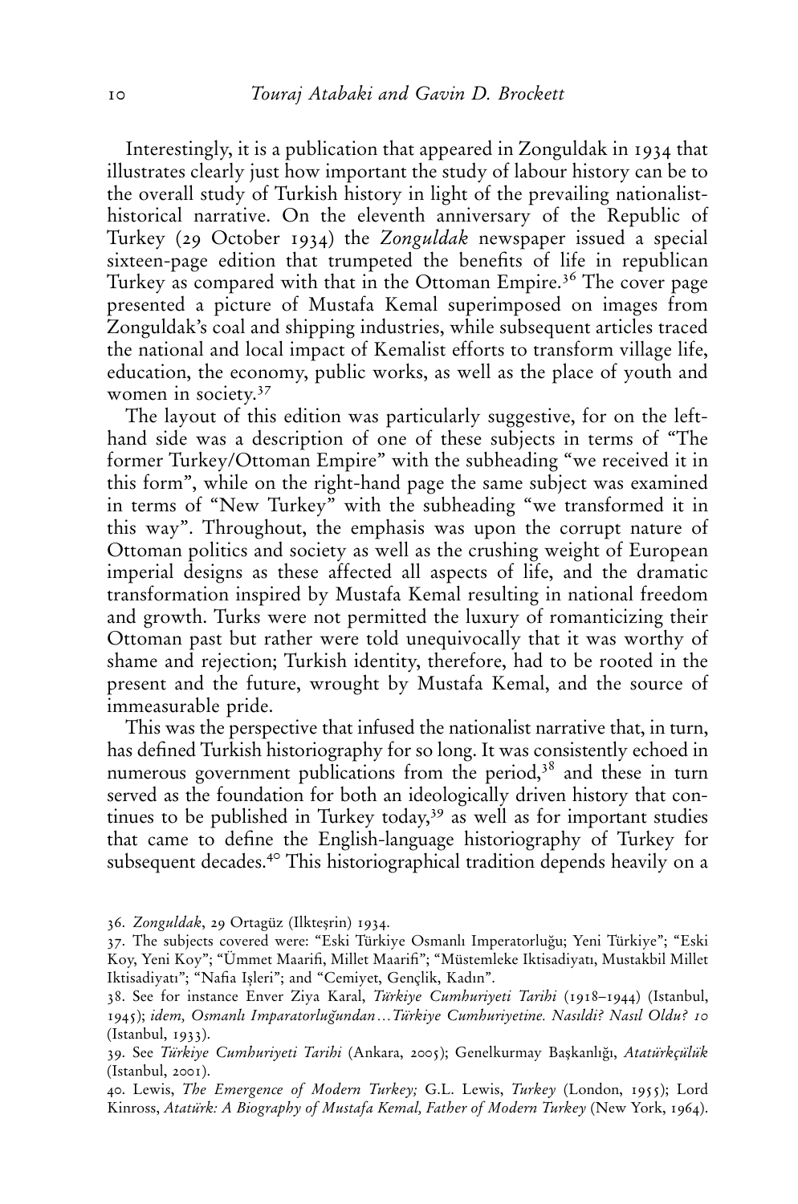Interestingly, it is a publication that appeared in Zonguldak in 1934 that illustrates clearly just how important the study of labour history can be to the overall study of Turkish history in light of the prevailing nationalist-historical narrative. On the eleventh anniversary of the Republic of Turkey (29 October 1934) the *Zonguldak* newspaper issued a special sixteen-page edition that trumpeted the benefits of life in republican Turkey as compared with that in the Ottoman Empire.[36] The cover page presented a picture of Mustafa Kemal superimposed on images from Zonguldak's coal and shipping industries, while subsequent articles traced the national and local impact of Kemalist efforts to transform village life, education, the economy, public works, as well as the place of youth and women in society.[37]

The layout of this edition was particularly suggestive, for on the left-hand side was a description of one of these subjects in terms of "The former Turkey/Ottoman Empire" with the subheading "we received it in this form", while on the right-hand page the same subject was examined in terms of "New Turkey" with the subheading "we transformed it in this way". Throughout, the emphasis was upon the corrupt nature of Ottoman politics and society as well as the crushing weight of European imperial designs as these affected all aspects of life, and the dramatic transformation inspired by Mustafa Kemal resulting in national freedom and growth. Turks were not permitted the luxury of romanticizing their Ottoman past but rather were told unequivocally that it was worthy of shame and rejection; Turkish identity, therefore, had to be rooted in the present and the future, wrought by Mustafa Kemal, and the source of immeasurable pride.

This was the perspective that infused the nationalist narrative that, in turn, has defined Turkish historiography for so long. It was consistently echoed in numerous government publications from the period,[38] and these in turn served as the foundation for both an ideologically driven history that continues to be published in Turkey today,[39] as well as for important studies that came to define the English-language historiography of Turkey for subsequent decades.[40] This historiographical tradition depends heavily on a

36. *Zonguldak*, 29 Ortagüz (Ilkteşrin) 1934.

37. The subjects covered were: "Eski Türkiye Osmanlı Imperatorluğu; Yeni Türkiye"; "Eski Koy, Yeni Koy"; "Ümmet Maarifi, Millet Maarifi"; "Müstemleke Iktisadiyatı, Mustakbil Millet Iktisadiyatı"; "Nafia Işleri"; and "Cemiyet, Gençlik, Kadın".

38. See for instance Enver Ziya Karal, *Türkiye Cumhuriyeti Tarihi* (1918–1944) (Istanbul, 1945); *idem, Osmanlı Imparatorluğundan ... Türkiye Cumhuriyetine. Nasıldi? Nasıl Oldu? 10* (Istanbul, 1933).

39. See *Türkiye Cumhuriyeti Tarihi* (Ankara, 2005); Genelkurmay Başkanlığı, *Atatürkçülük* (Istanbul, 2001).

40. Lewis, *The Emergence of Modern Turkey;* G.L. Lewis, *Turkey* (London, 1955); Lord Kinross, *Atatürk: A Biography of Mustafa Kemal, Father of Modern Turkey* (New York, 1964).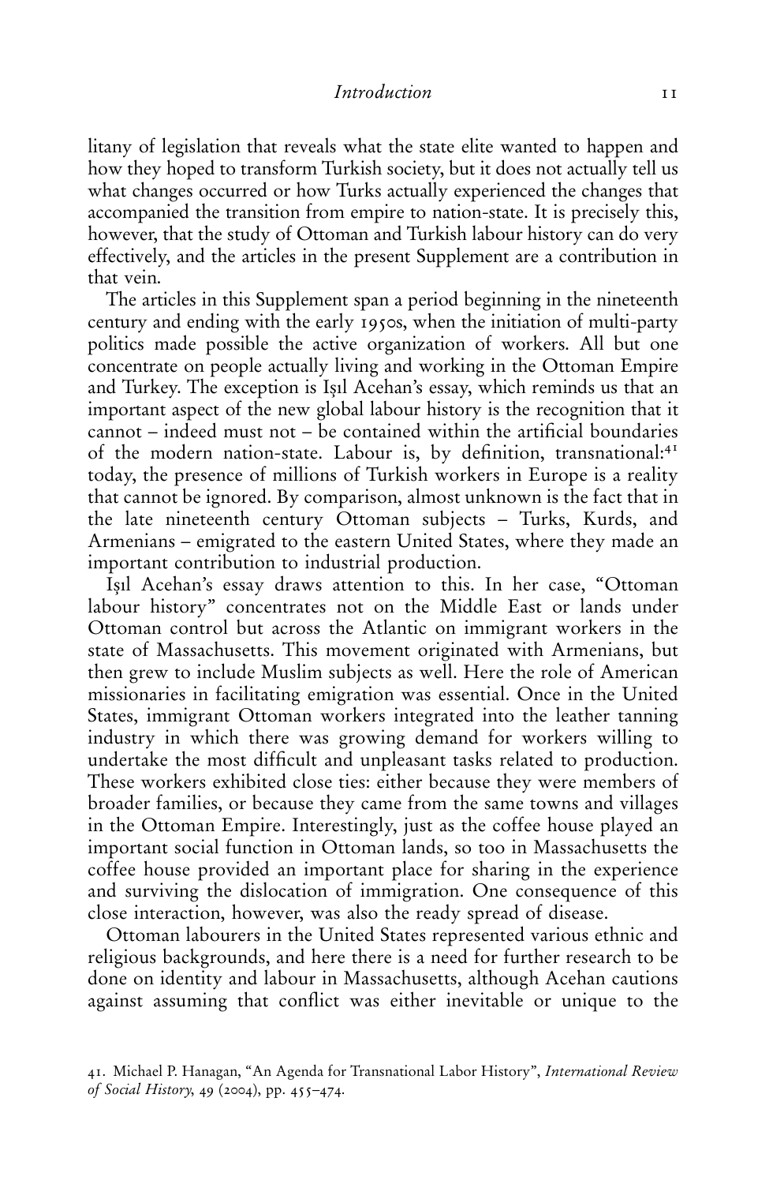litany of legislation that reveals what the state elite wanted to happen and how they hoped to transform Turkish society, but it does not actually tell us what changes occurred or how Turks actually experienced the changes that accompanied the transition from empire to nation-state. It is precisely this, however, that the study of Ottoman and Turkish labour history can do very effectively, and the articles in the present Supplement are a contribution in that vein.

The articles in this Supplement span a period beginning in the nineteenth century and ending with the early 1950s, when the initiation of multi-party politics made possible the active organization of workers. All but one concentrate on people actually living and working in the Ottoman Empire and Turkey. The exception is Işıl Acehan's essay, which reminds us that an important aspect of the new global labour history is the recognition that it cannot – indeed must not – be contained within the artificial boundaries of the modern nation-state. Labour is, by definition, transnational:[41] today, the presence of millions of Turkish workers in Europe is a reality that cannot be ignored. By comparison, almost unknown is the fact that in the late nineteenth century Ottoman subjects – Turks, Kurds, and Armenians – emigrated to the eastern United States, where they made an important contribution to industrial production.

Işıl Acehan's essay draws attention to this. In her case, "Ottoman labour history" concentrates not on the Middle East or lands under Ottoman control but across the Atlantic on immigrant workers in the state of Massachusetts. This movement originated with Armenians, but then grew to include Muslim subjects as well. Here the role of American missionaries in facilitating emigration was essential. Once in the United States, immigrant Ottoman workers integrated into the leather tanning industry in which there was growing demand for workers willing to undertake the most difficult and unpleasant tasks related to production. These workers exhibited close ties: either because they were members of broader families, or because they came from the same towns and villages in the Ottoman Empire. Interestingly, just as the coffee house played an important social function in Ottoman lands, so too in Massachusetts the coffee house provided an important place for sharing in the experience and surviving the dislocation of immigration. One consequence of this close interaction, however, was also the ready spread of disease.

Ottoman labourers in the United States represented various ethnic and religious backgrounds, and here there is a need for further research to be done on identity and labour in Massachusetts, although Acehan cautions against assuming that conflict was either inevitable or unique to the

41. Michael P. Hanagan, "An Agenda for Transnational Labor History", *International Review of Social History*, 49 (2004), pp. 455–474.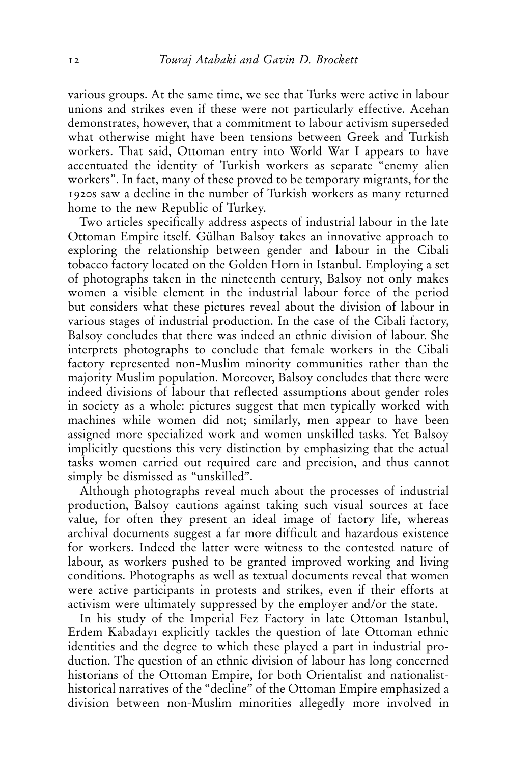various groups. At the same time, we see that Turks were active in labour unions and strikes even if these were not particularly effective. Acehan demonstrates, however, that a commitment to labour activism superseded what otherwise might have been tensions between Greek and Turkish workers. That said, Ottoman entry into World War I appears to have accentuated the identity of Turkish workers as separate "enemy alien workers". In fact, many of these proved to be temporary migrants, for the 1920s saw a decline in the number of Turkish workers as many returned home to the new Republic of Turkey.

Two articles specifically address aspects of industrial labour in the late Ottoman Empire itself. Gülhan Balsoy takes an innovative approach to exploring the relationship between gender and labour in the Cibali tobacco factory located on the Golden Horn in Istanbul. Employing a set of photographs taken in the nineteenth century, Balsoy not only makes women a visible element in the industrial labour force of the period but considers what these pictures reveal about the division of labour in various stages of industrial production. In the case of the Cibali factory, Balsoy concludes that there was indeed an ethnic division of labour. She interprets photographs to conclude that female workers in the Cibali factory represented non-Muslim minority communities rather than the majority Muslim population. Moreover, Balsoy concludes that there were indeed divisions of labour that reflected assumptions about gender roles in society as a whole: pictures suggest that men typically worked with machines while women did not; similarly, men appear to have been assigned more specialized work and women unskilled tasks. Yet Balsoy implicitly questions this very distinction by emphasizing that the actual tasks women carried out required care and precision, and thus cannot simply be dismissed as "unskilled".

Although photographs reveal much about the processes of industrial production, Balsoy cautions against taking such visual sources at face value, for often they present an ideal image of factory life, whereas archival documents suggest a far more difficult and hazardous existence for workers. Indeed the latter were witness to the contested nature of labour, as workers pushed to be granted improved working and living conditions. Photographs as well as textual documents reveal that women were active participants in protests and strikes, even if their efforts at activism were ultimately suppressed by the employer and/or the state.

In his study of the Imperial Fez Factory in late Ottoman Istanbul, Erdem Kabadayı explicitly tackles the question of late Ottoman ethnic identities and the degree to which these played a part in industrial production. The question of an ethnic division of labour has long concerned historians of the Ottoman Empire, for both Orientalist and nationalist-historical narratives of the "decline" of the Ottoman Empire emphasized a division between non-Muslim minorities allegedly more involved in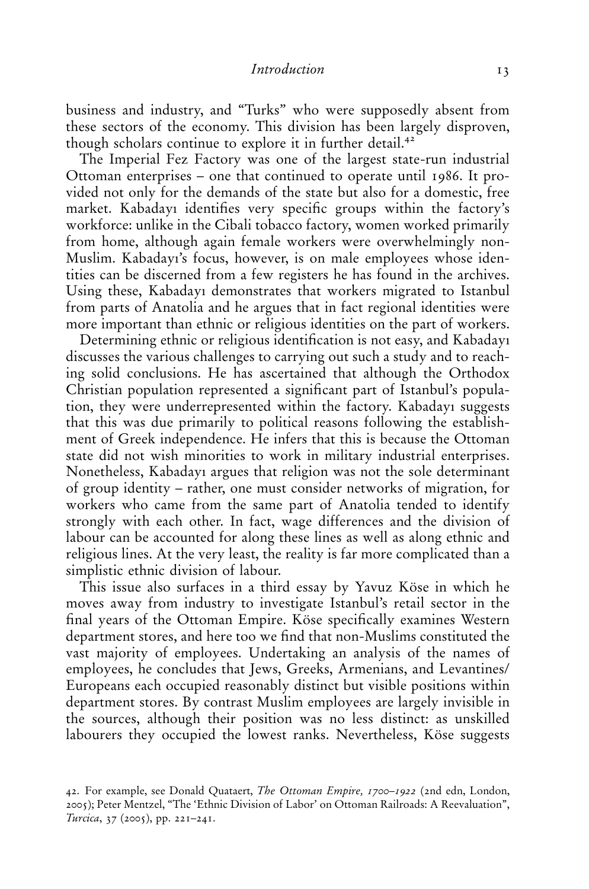business and industry, and "Turks" who were supposedly absent from these sectors of the economy. This division has been largely disproven, though scholars continue to explore it in further detail.[42]

The Imperial Fez Factory was one of the largest state-run industrial Ottoman enterprises – one that continued to operate until 1986. It provided not only for the demands of the state but also for a domestic, free market. Kabadayı identifies very specific groups within the factory's workforce: unlike in the Cibali tobacco factory, women worked primarily from home, although again female workers were overwhelmingly non-Muslim. Kabadayı's focus, however, is on male employees whose identities can be discerned from a few registers he has found in the archives. Using these, Kabadayı demonstrates that workers migrated to Istanbul from parts of Anatolia and he argues that in fact regional identities were more important than ethnic or religious identities on the part of workers.

Determining ethnic or religious identification is not easy, and Kabadayı discusses the various challenges to carrying out such a study and to reaching solid conclusions. He has ascertained that although the Orthodox Christian population represented a significant part of Istanbul's population, they were underrepresented within the factory. Kabadayı suggests that this was due primarily to political reasons following the establishment of Greek independence. He infers that this is because the Ottoman state did not wish minorities to work in military industrial enterprises. Nonetheless, Kabadayı argues that religion was not the sole determinant of group identity – rather, one must consider networks of migration, for workers who came from the same part of Anatolia tended to identify strongly with each other. In fact, wage differences and the division of labour can be accounted for along these lines as well as along ethnic and religious lines. At the very least, the reality is far more complicated than a simplistic ethnic division of labour.

This issue also surfaces in a third essay by Yavuz Köse in which he moves away from industry to investigate Istanbul's retail sector in the final years of the Ottoman Empire. Köse specifically examines Western department stores, and here too we find that non-Muslims constituted the vast majority of employees. Undertaking an analysis of the names of employees, he concludes that Jews, Greeks, Armenians, and Levantines/Europeans each occupied reasonably distinct but visible positions within department stores. By contrast Muslim employees are largely invisible in the sources, although their position was no less distinct: as unskilled labourers they occupied the lowest ranks. Nevertheless, Köse suggests

42. For example, see Donald Quataert, *The Ottoman Empire, 1700–1922* (2nd edn, London, 2005); Peter Mentzel, "The 'Ethnic Division of Labor' on Ottoman Railroads: A Reevaluation", *Turcica*, 37 (2005), pp. 221–241.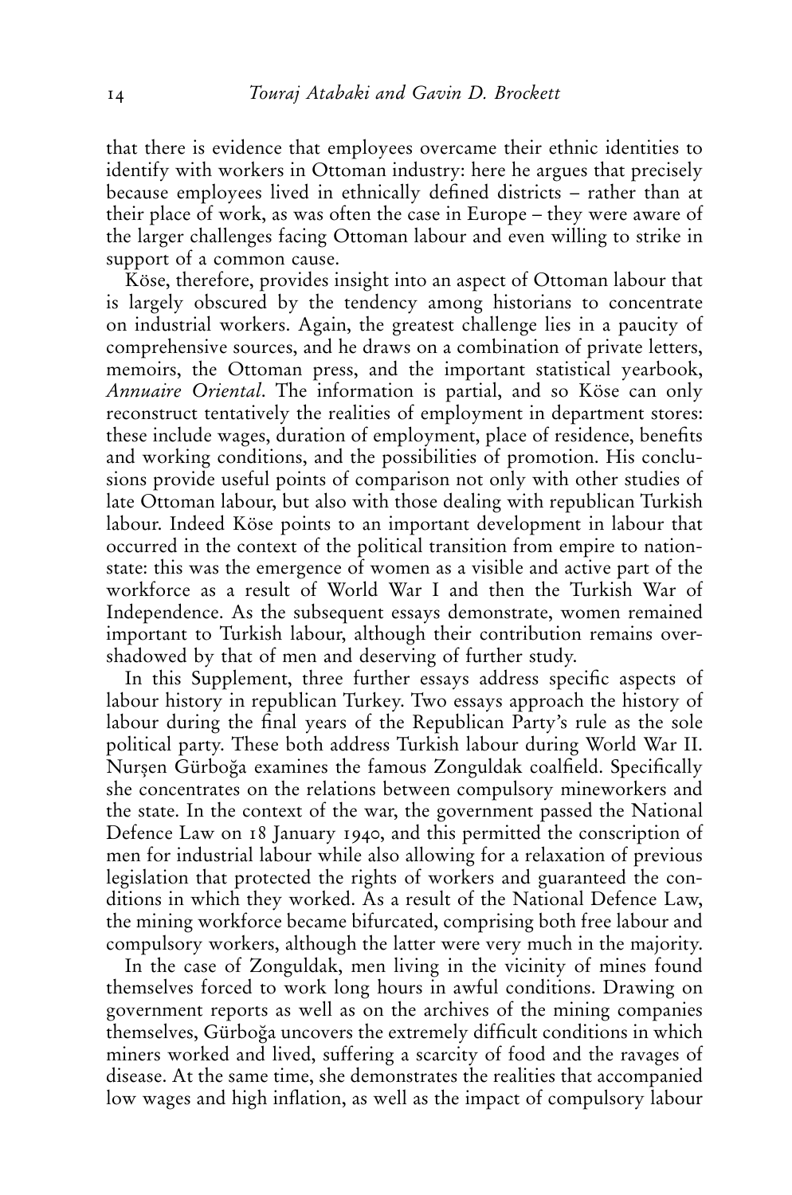that there is evidence that employees overcame their ethnic identities to identify with workers in Ottoman industry: here he argues that precisely because employees lived in ethnically defined districts – rather than at their place of work, as was often the case in Europe – they were aware of the larger challenges facing Ottoman labour and even willing to strike in support of a common cause.

Köse, therefore, provides insight into an aspect of Ottoman labour that is largely obscured by the tendency among historians to concentrate on industrial workers. Again, the greatest challenge lies in a paucity of comprehensive sources, and he draws on a combination of private letters, memoirs, the Ottoman press, and the important statistical yearbook, *Annuaire Oriental*. The information is partial, and so Köse can only reconstruct tentatively the realities of employment in department stores: these include wages, duration of employment, place of residence, benefits and working conditions, and the possibilities of promotion. His conclusions provide useful points of comparison not only with other studies of late Ottoman labour, but also with those dealing with republican Turkish labour. Indeed Köse points to an important development in labour that occurred in the context of the political transition from empire to nation-state: this was the emergence of women as a visible and active part of the workforce as a result of World War I and then the Turkish War of Independence. As the subsequent essays demonstrate, women remained important to Turkish labour, although their contribution remains overshadowed by that of men and deserving of further study.

In this Supplement, three further essays address specific aspects of labour history in republican Turkey. Two essays approach the history of labour during the final years of the Republican Party's rule as the sole political party. These both address Turkish labour during World War II. Nurşen Gürboğa examines the famous Zonguldak coalfield. Specifically she concentrates on the relations between compulsory mineworkers and the state. In the context of the war, the government passed the National Defence Law on 18 January 1940, and this permitted the conscription of men for industrial labour while also allowing for a relaxation of previous legislation that protected the rights of workers and guaranteed the conditions in which they worked. As a result of the National Defence Law, the mining workforce became bifurcated, comprising both free labour and compulsory workers, although the latter were very much in the majority.

In the case of Zonguldak, men living in the vicinity of mines found themselves forced to work long hours in awful conditions. Drawing on government reports as well as on the archives of the mining companies themselves, Gürboğa uncovers the extremely difficult conditions in which miners worked and lived, suffering a scarcity of food and the ravages of disease. At the same time, she demonstrates the realities that accompanied low wages and high inflation, as well as the impact of compulsory labour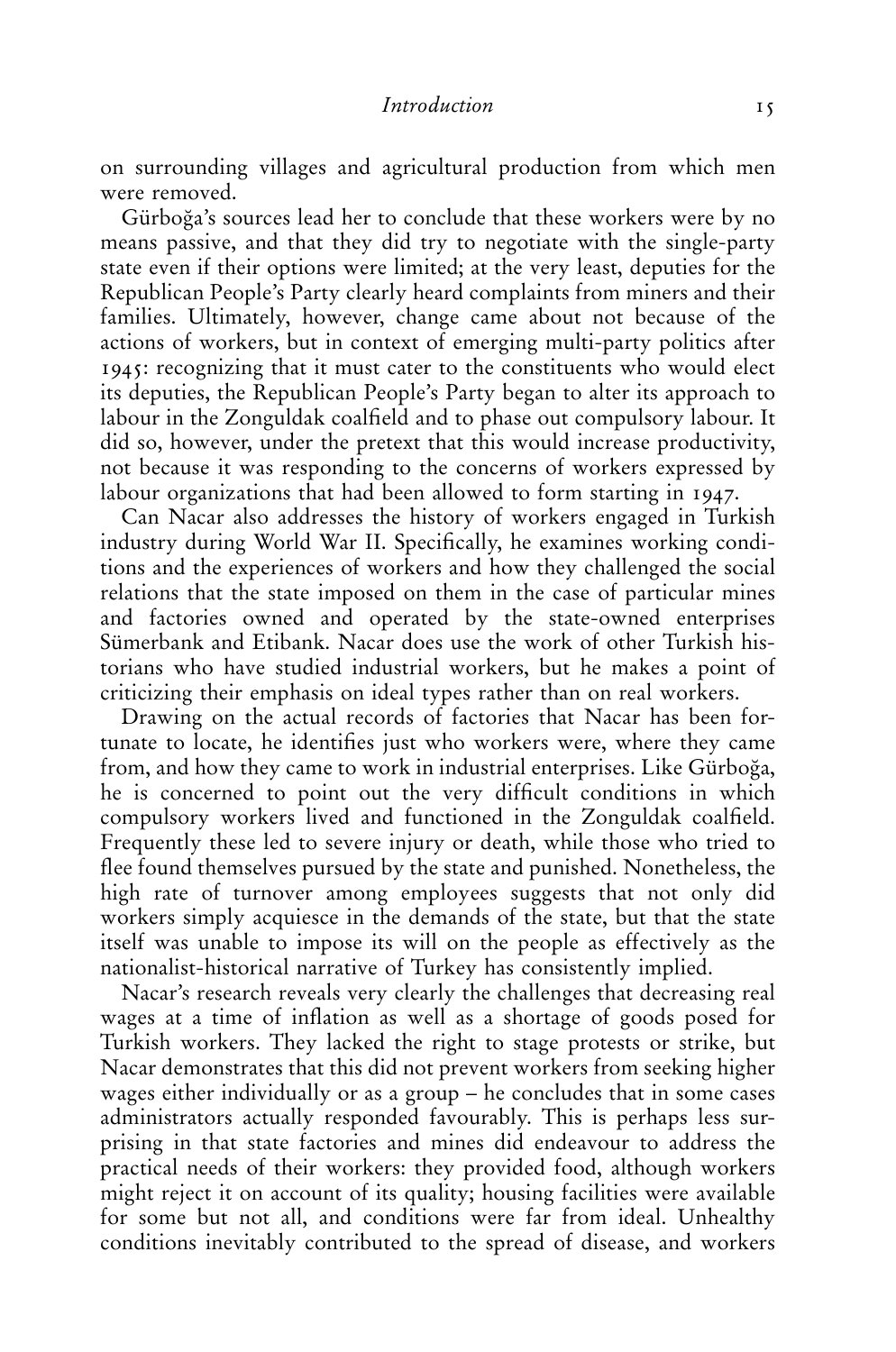on surrounding villages and agricultural production from which men were removed.

Gürboğa's sources lead her to conclude that these workers were by no means passive, and that they did try to negotiate with the single-party state even if their options were limited; at the very least, deputies for the Republican People's Party clearly heard complaints from miners and their families. Ultimately, however, change came about not because of the actions of workers, but in context of emerging multi-party politics after 1945: recognizing that it must cater to the constituents who would elect its deputies, the Republican People's Party began to alter its approach to labour in the Zonguldak coalfield and to phase out compulsory labour. It did so, however, under the pretext that this would increase productivity, not because it was responding to the concerns of workers expressed by labour organizations that had been allowed to form starting in 1947.

Can Nacar also addresses the history of workers engaged in Turkish industry during World War II. Specifically, he examines working conditions and the experiences of workers and how they challenged the social relations that the state imposed on them in the case of particular mines and factories owned and operated by the state-owned enterprises Sümerbank and Etibank. Nacar does use the work of other Turkish historians who have studied industrial workers, but he makes a point of criticizing their emphasis on ideal types rather than on real workers.

Drawing on the actual records of factories that Nacar has been fortunate to locate, he identifies just who workers were, where they came from, and how they came to work in industrial enterprises. Like Gürboğa, he is concerned to point out the very difficult conditions in which compulsory workers lived and functioned in the Zonguldak coalfield. Frequently these led to severe injury or death, while those who tried to flee found themselves pursued by the state and punished. Nonetheless, the high rate of turnover among employees suggests that not only did workers simply acquiesce in the demands of the state, but that the state itself was unable to impose its will on the people as effectively as the nationalist-historical narrative of Turkey has consistently implied.

Nacar's research reveals very clearly the challenges that decreasing real wages at a time of inflation as well as a shortage of goods posed for Turkish workers. They lacked the right to stage protests or strike, but Nacar demonstrates that this did not prevent workers from seeking higher wages either individually or as a group – he concludes that in some cases administrators actually responded favourably. This is perhaps less surprising in that state factories and mines did endeavour to address the practical needs of their workers: they provided food, although workers might reject it on account of its quality; housing facilities were available for some but not all, and conditions were far from ideal. Unhealthy conditions inevitably contributed to the spread of disease, and workers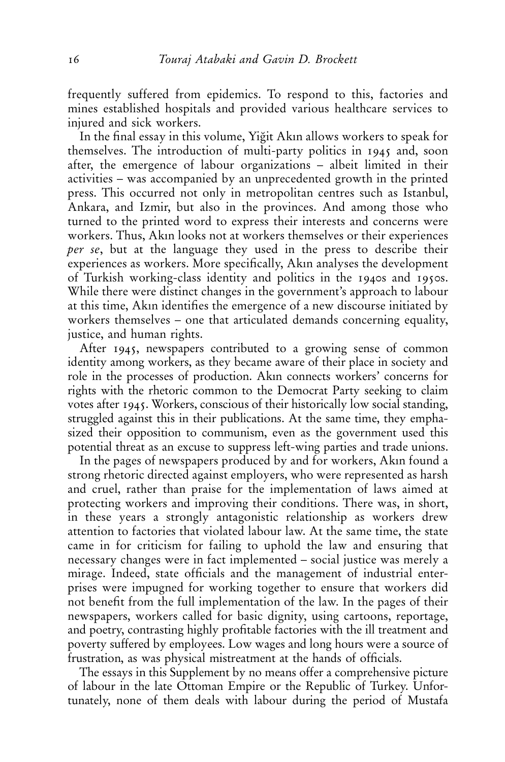frequently suffered from epidemics. To respond to this, factories and mines established hospitals and provided various healthcare services to injured and sick workers.

In the final essay in this volume, Yiğit Akın allows workers to speak for themselves. The introduction of multi-party politics in 1945 and, soon after, the emergence of labour organizations – albeit limited in their activities – was accompanied by an unprecedented growth in the printed press. This occurred not only in metropolitan centres such as Istanbul, Ankara, and Izmir, but also in the provinces. And among those who turned to the printed word to express their interests and concerns were workers. Thus, Akın looks not at workers themselves or their experiences *per se*, but at the language they used in the press to describe their experiences as workers. More specifically, Akın analyses the development of Turkish working-class identity and politics in the 1940s and 1950s. While there were distinct changes in the government's approach to labour at this time, Akın identifies the emergence of a new discourse initiated by workers themselves – one that articulated demands concerning equality, justice, and human rights.

After 1945, newspapers contributed to a growing sense of common identity among workers, as they became aware of their place in society and role in the processes of production. Akın connects workers' concerns for rights with the rhetoric common to the Democrat Party seeking to claim votes after 1945. Workers, conscious of their historically low social standing, struggled against this in their publications. At the same time, they emphasized their opposition to communism, even as the government used this potential threat as an excuse to suppress left-wing parties and trade unions.

In the pages of newspapers produced by and for workers, Akın found a strong rhetoric directed against employers, who were represented as harsh and cruel, rather than praise for the implementation of laws aimed at protecting workers and improving their conditions. There was, in short, in these years a strongly antagonistic relationship as workers drew attention to factories that violated labour law. At the same time, the state came in for criticism for failing to uphold the law and ensuring that necessary changes were in fact implemented – social justice was merely a mirage. Indeed, state officials and the management of industrial enterprises were impugned for working together to ensure that workers did not benefit from the full implementation of the law. In the pages of their newspapers, workers called for basic dignity, using cartoons, reportage, and poetry, contrasting highly profitable factories with the ill treatment and poverty suffered by employees. Low wages and long hours were a source of frustration, as was physical mistreatment at the hands of officials.

The essays in this Supplement by no means offer a comprehensive picture of labour in the late Ottoman Empire or the Republic of Turkey. Unfortunately, none of them deals with labour during the period of Mustafa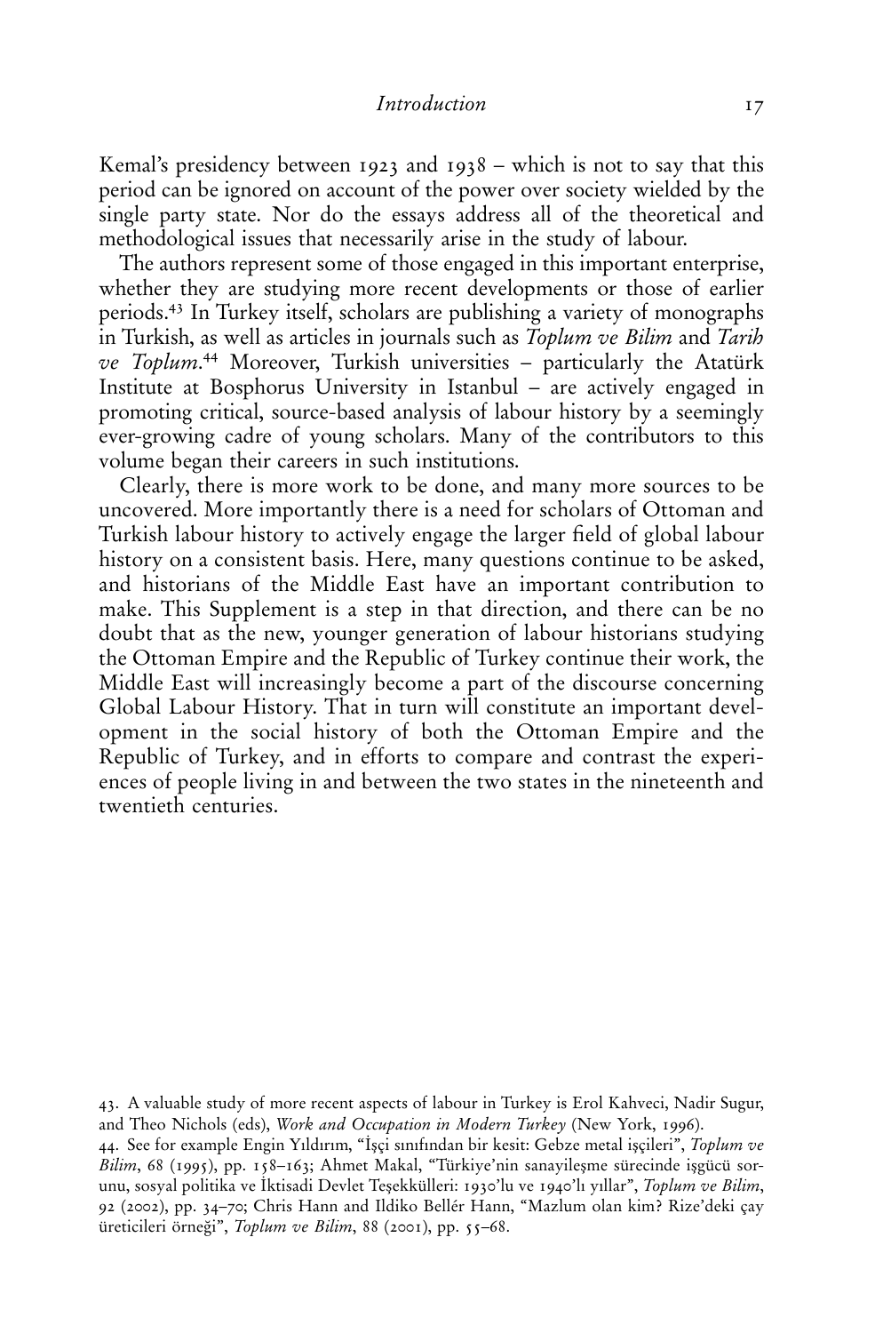Kemal's presidency between 1923 and 1938 – which is not to say that this period can be ignored on account of the power over society wielded by the single party state. Nor do the essays address all of the theoretical and methodological issues that necessarily arise in the study of labour.

The authors represent some of those engaged in this important enterprise, whether they are studying more recent developments or those of earlier periods.[43] In Turkey itself, scholars are publishing a variety of monographs in Turkish, as well as articles in journals such as *Toplum ve Bilim* and *Tarih ve Toplum*.[44] Moreover, Turkish universities – particularly the Atatürk Institute at Bosphorus University in Istanbul – are actively engaged in promoting critical, source-based analysis of labour history by a seemingly ever-growing cadre of young scholars. Many of the contributors to this volume began their careers in such institutions.

Clearly, there is more work to be done, and many more sources to be uncovered. More importantly there is a need for scholars of Ottoman and Turkish labour history to actively engage the larger field of global labour history on a consistent basis. Here, many questions continue to be asked, and historians of the Middle East have an important contribution to make. This Supplement is a step in that direction, and there can be no doubt that as the new, younger generation of labour historians studying the Ottoman Empire and the Republic of Turkey continue their work, the Middle East will increasingly become a part of the discourse concerning Global Labour History. That in turn will constitute an important development in the social history of both the Ottoman Empire and the Republic of Turkey, and in efforts to compare and contrast the experiences of people living in and between the two states in the nineteenth and twentieth centuries.

43. A valuable study of more recent aspects of labour in Turkey is Erol Kahveci, Nadir Sugur, and Theo Nichols (eds), *Work and Occupation in Modern Turkey* (New York, 1996).

44. See for example Engin Yıldırım, "İşçi sınıfından bir kesit: Gebze metal işçileri", *Toplum ve Bilim*, 68 (1995), pp. 158–163; Ahmet Makal, "Türkiye'nin sanayileşme sürecinde işgücü sorunu, sosyal politika ve İktisadi Devlet Teşekkülleri: 1930'lu ve 1940'lı yıllar", *Toplum ve Bilim*, 92 (2002), pp. 34–70; Chris Hann and Ildiko Bellér Hann, "Mazlum olan kim? Rize'deki çay üreticileri örneği", *Toplum ve Bilim*, 88 (2001), pp. 55–68.